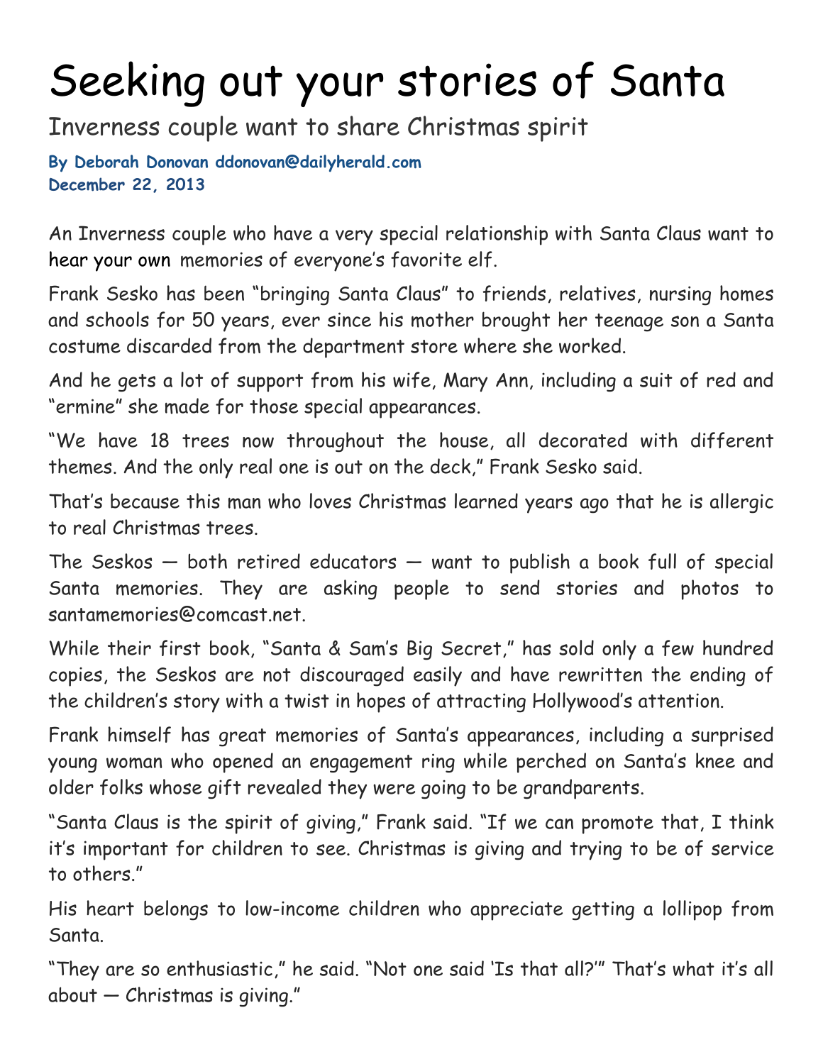# Seeking out your stories of Santa

## Inverness couple want to share Christmas spirit

**By Deborah Donovan ddonovan@dailyherald.com**
**December 22, 2013**

An Inverness couple who have a very special relationship with Santa Claus want to hear your own memories of everyone's favorite elf.

Frank Sesko has been "bringing Santa Claus" to friends, relatives, nursing homes and schools for 50 years, ever since his mother brought her teenage son a Santa costume discarded from the department store where she worked.

And he gets a lot of support from his wife, Mary Ann, including a suit of red and "ermine" she made for those special appearances.

"We have 18 trees now throughout the house, all decorated with different themes. And the only real one is out on the deck," Frank Sesko said.

That's because this man who loves Christmas learned years ago that he is allergic to real Christmas trees.

The Seskos — both retired educators — want to publish a book full of special Santa memories. They are asking people to send stories and photos to santamemories@comcast.net.

While their first book, "Santa & Sam's Big Secret," has sold only a few hundred copies, the Seskos are not discouraged easily and have rewritten the ending of the children's story with a twist in hopes of attracting Hollywood's attention.

Frank himself has great memories of Santa's appearances, including a surprised young woman who opened an engagement ring while perched on Santa's knee and older folks whose gift revealed they were going to be grandparents.

"Santa Claus is the spirit of giving," Frank said. "If we can promote that, I think it's important for children to see. Christmas is giving and trying to be of service to others."

His heart belongs to low-income children who appreciate getting a lollipop from Santa.

"They are so enthusiastic," he said. "Not one said 'Is that all?'" That's what it's all about — Christmas is giving."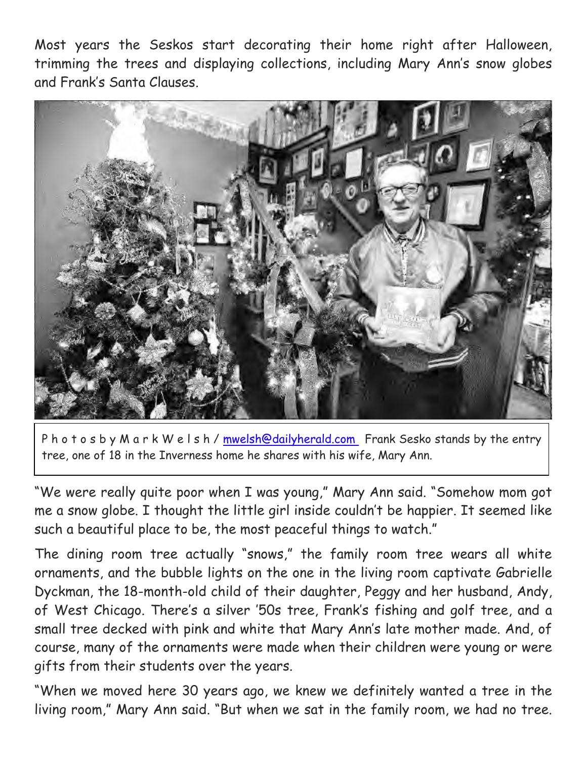Most years the Seskos start decorating their home right after Halloween, trimming the trees and displaying collections, including Mary Ann's snow globes and Frank's Santa Clauses.

P h o t o s b y M a r k W e l s h / mwelsh@dailyherald.com Frank Sesko stands by the entry tree, one of 18 in the Inverness home he shares with his wife, Mary Ann.

"We were really quite poor when I was young," Mary Ann said. "Somehow mom got me a snow globe. I thought the little girl inside couldn't be happier. It seemed like such a beautiful place to be, the most peaceful things to watch."

The dining room tree actually "snows," the family room tree wears all white ornaments, and the bubble lights on the one in the living room captivate Gabrielle Dyckman, the 18-month-old child of their daughter, Peggy and her husband, Andy, of West Chicago. There's a silver '50s tree, Frank's fishing and golf tree, and a small tree decked with pink and white that Mary Ann's late mother made. And, of course, many of the ornaments were made when their children were young or were gifts from their students over the years.

"When we moved here 30 years ago, we knew we definitely wanted a tree in the living room," Mary Ann said. "But when we sat in the family room, we had no tree.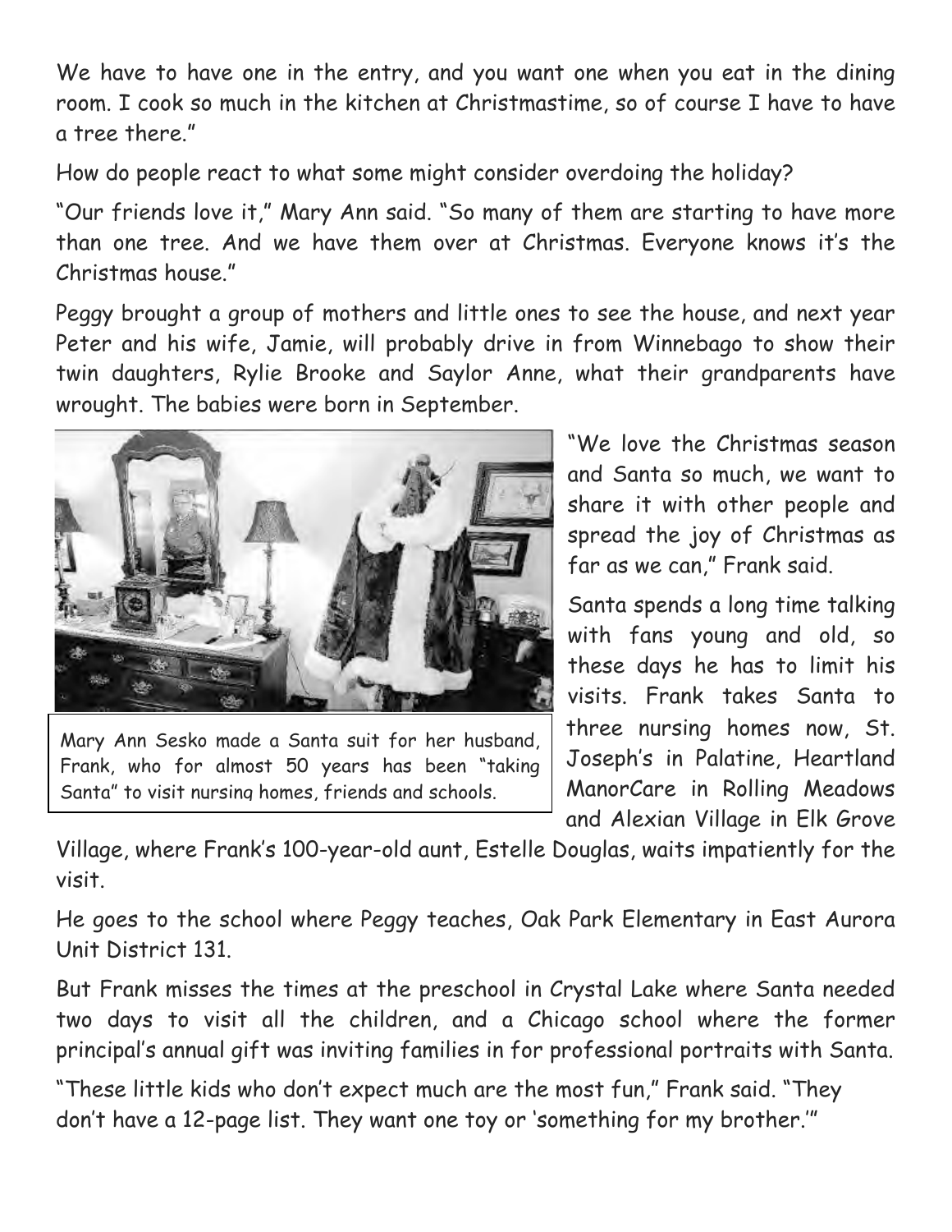We have to have one in the entry, and you want one when you eat in the dining room. I cook so much in the kitchen at Christmastime, so of course I have to have a tree there."

How do people react to what some might consider overdoing the holiday?

"Our friends love it," Mary Ann said. "So many of them are starting to have more than one tree. And we have them over at Christmas. Everyone knows it's the Christmas house."

Peggy brought a group of mothers and little ones to see the house, and next year Peter and his wife, Jamie, will probably drive in from Winnebago to show their twin daughters, Rylie Brooke and Saylor Anne, what their grandparents have wrought. The babies were born in September.

Mary Ann Sesko made a Santa suit for her husband, Frank, who for almost 50 years has been "taking Santa" to visit nursing homes, friends and schools.

"We love the Christmas season and Santa so much, we want to share it with other people and spread the joy of Christmas as far as we can," Frank said.

Santa spends a long time talking with fans young and old, so these days he has to limit his visits. Frank takes Santa to three nursing homes now, St. Joseph's in Palatine, Heartland ManorCare in Rolling Meadows and Alexian Village in Elk Grove Village, where Frank's 100-year-old aunt, Estelle Douglas, waits impatiently for the visit.

He goes to the school where Peggy teaches, Oak Park Elementary in East Aurora Unit District 131.

But Frank misses the times at the preschool in Crystal Lake where Santa needed two days to visit all the children, and a Chicago school where the former principal's annual gift was inviting families in for professional portraits with Santa.

"These little kids who don't expect much are the most fun," Frank said. "They don't have a 12-page list. They want one toy or 'something for my brother.'"